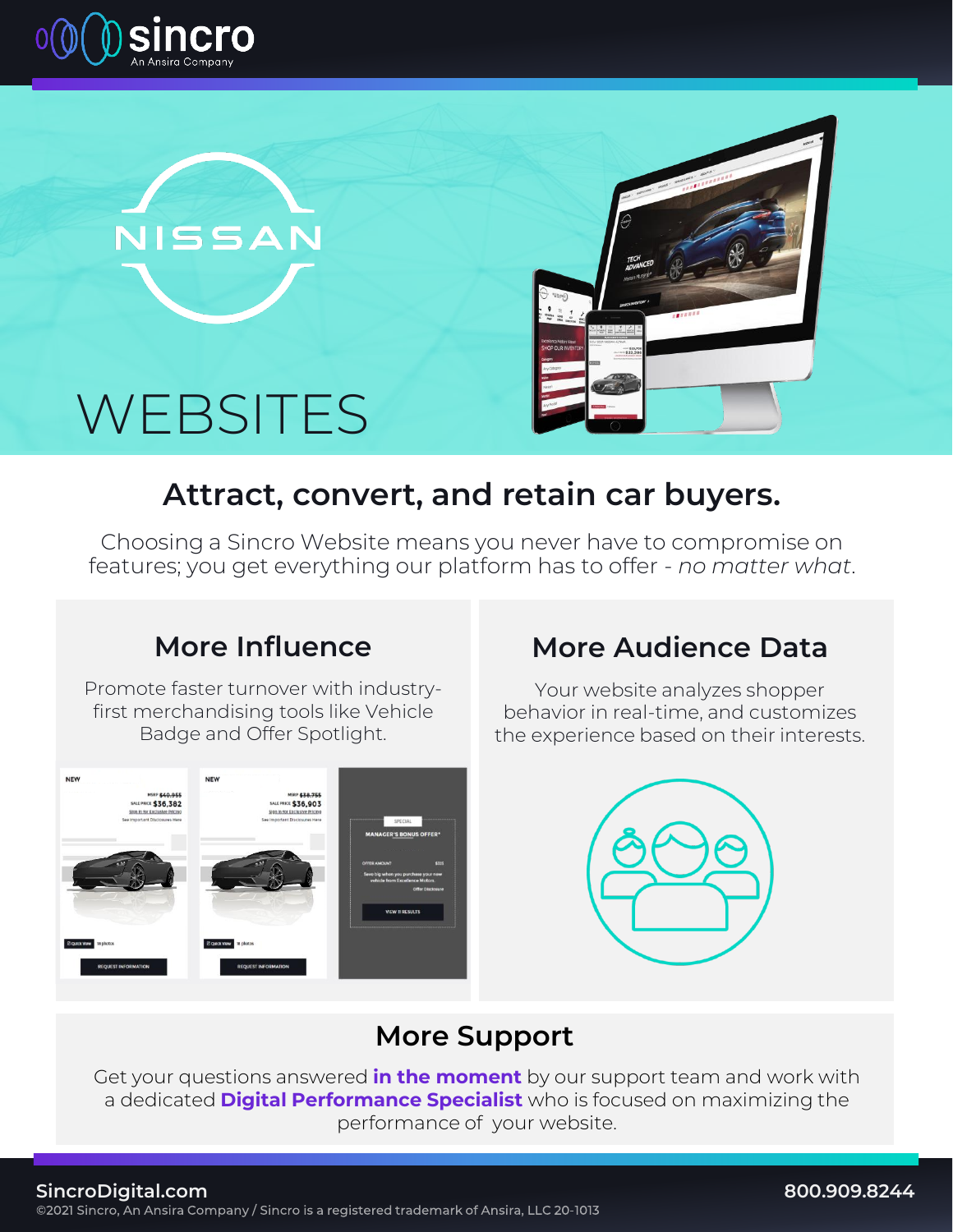sincro

An Ansira Company

NISSAN

# WEBSITES

## Attract, convert, and retain car buyers.

Choosing a Sincro Website means you never have to compromise on features; you get everything our platform has to offer - *no matter what*.

### More Influence

Promote faster turnover with industry-first merchandising tools like Vehicle Badge and Offer Spotlight.

### More Audience Data

Your website analyzes shopper behavior in real-time, and customizes the experience based on their interests.

### More Support

Get your questions answered **in the moment** by our support team and work with a dedicated **Digital Performance Specialist** who is focused on maximizing the performance of your website.

**SincroDigital.com**

**800.909.8244**

©2021 Sincro, An Ansira Company / Sincro is a registered trademark of Ansira, LLC 20-1013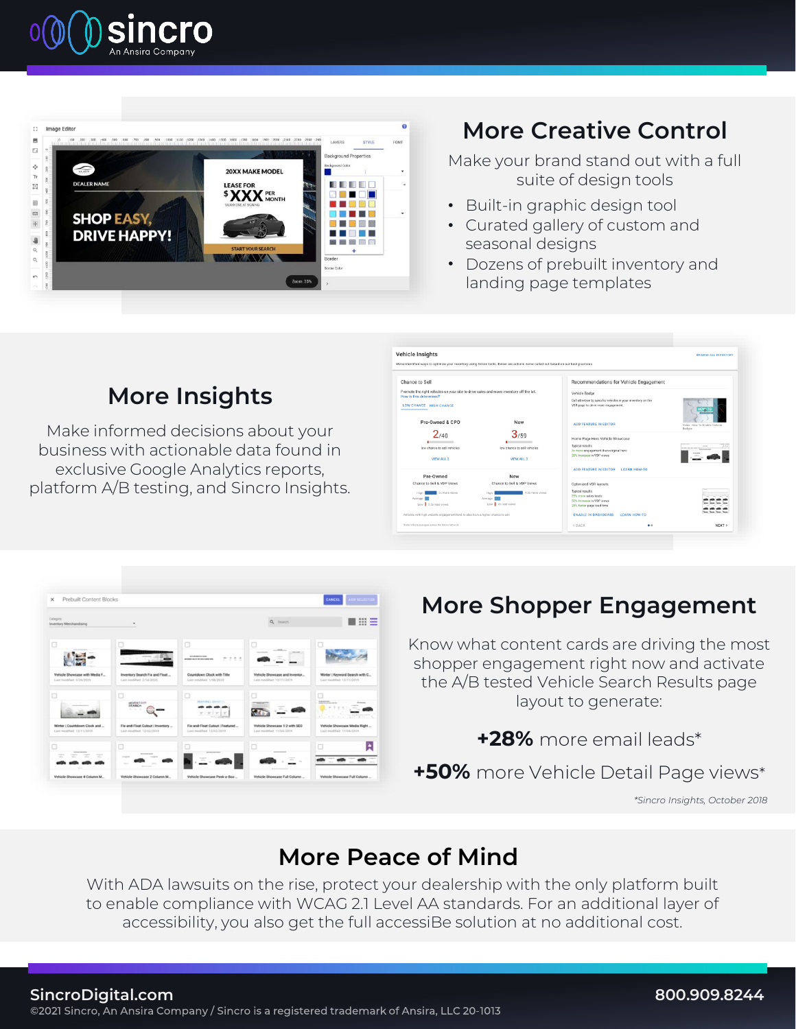## More Creative Control

Make your brand stand out with a full suite of design tools

- Built-in graphic design tool
- Curated gallery of custom and seasonal designs
- Dozens of prebuilt inventory and landing page templates

## More Insights

Make informed decisions about your business with actionable data found in exclusive Google Analytics reports, platform A/B testing, and Sincro Insights.

## More Shopper Engagement

Know what content cards are driving the most shopper engagement right now and activate the A/B tested Vehicle Search Results page layout to generate:

**+28%** more email leads*

**+50%** more Vehicle Detail Page views*

*\*Sincro Insights, October 2018*

## More Peace of Mind

With ADA lawsuits on the rise, protect your dealership with the only platform built to enable compliance with WCAG 2.1 Level AA standards. For an additional layer of accessibility, you also get the full accessiBe solution at no additional cost.

**SincroDigital.com** **800.909.8244**

©2021 Sincro, An Ansira Company / Sincro is a registered trademark of Ansira, LLC 20-1013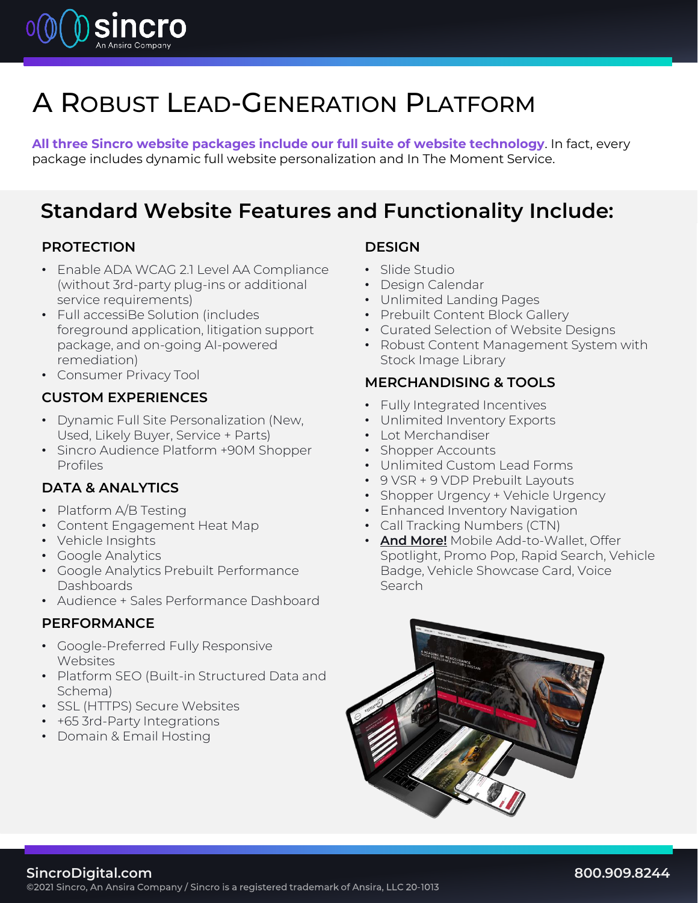# A Robust Lead-Generation Platform

**All three Sincro website packages include our full suite of website technology**. In fact, every package includes dynamic full website personalization and In The Moment Service.

## Standard Website Features and Functionality Include:

### PROTECTION

- Enable ADA WCAG 2.1 Level AA Compliance (without 3rd-party plug-ins or additional service requirements)
- Full accessiBe Solution (includes foreground application, litigation support package, and on-going AI-powered remediation)
- Consumer Privacy Tool

### CUSTOM EXPERIENCES

- Dynamic Full Site Personalization (New, Used, Likely Buyer, Service + Parts)
- Sincro Audience Platform +90M Shopper Profiles

### DATA & ANALYTICS

- Platform A/B Testing
- Content Engagement Heat Map
- Vehicle Insights
- Google Analytics
- Google Analytics Prebuilt Performance Dashboards
- Audience + Sales Performance Dashboard

### PERFORMANCE

- Google-Preferred Fully Responsive Websites
- Platform SEO (Built-in Structured Data and Schema)
- SSL (HTTPS) Secure Websites
- +65 3rd-Party Integrations
- Domain & Email Hosting

### DESIGN

- Slide Studio
- Design Calendar
- Unlimited Landing Pages
- Prebuilt Content Block Gallery
- Curated Selection of Website Designs
- Robust Content Management System with Stock Image Library

### MERCHANDISING & TOOLS

- Fully Integrated Incentives
- Unlimited Inventory Exports
- Lot Merchandiser
- Shopper Accounts
- Unlimited Custom Lead Forms
- 9 VSR + 9 VDP Prebuilt Layouts
- Shopper Urgency + Vehicle Urgency
- Enhanced Inventory Navigation
- Call Tracking Numbers (CTN)
- **And More!** Mobile Add-to-Wallet, Offer Spotlight, Promo Pop, Rapid Search, Vehicle Badge, Vehicle Showcase Card, Voice Search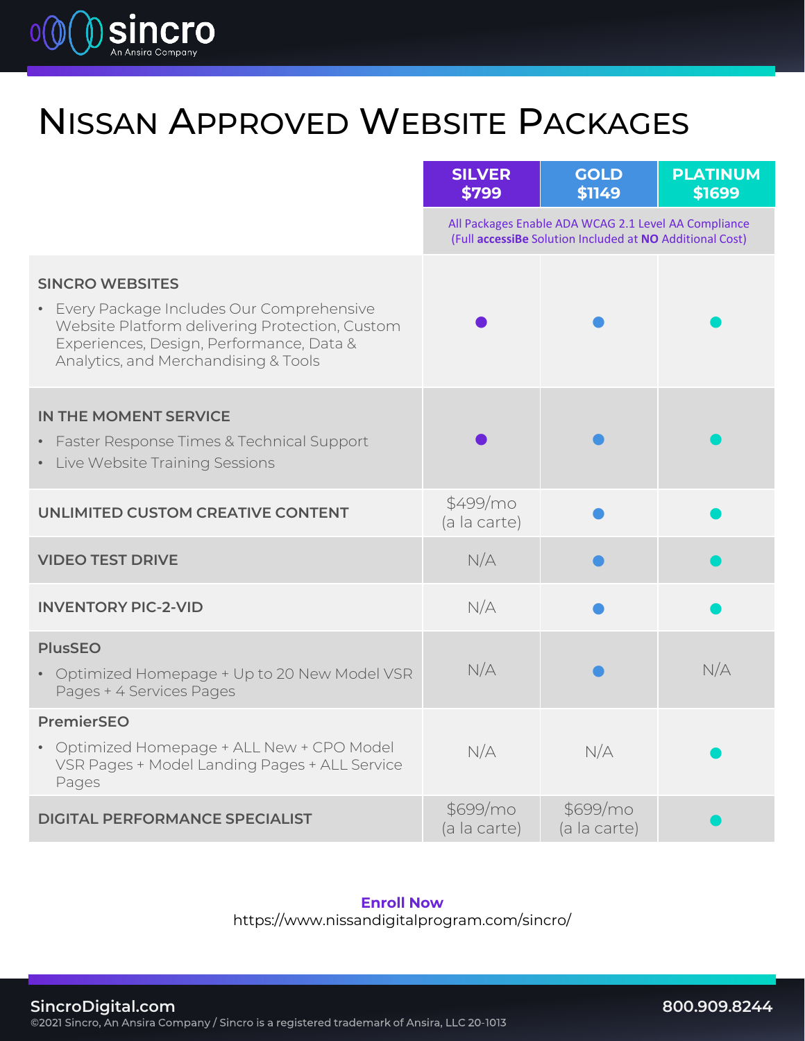# Nissan Approved Website Packages

| | SILVER $799 | GOLD $1149 | PLATINUM $1699 |
|---|---|---|---|
| | All Packages Enable ADA WCAG 2.1 Level AA Compliance (Full **accessiBe** Solution Included at **NO** Additional Cost) | | |
| **SINCRO WEBSITES**<br>• Every Package Includes Our Comprehensive Website Platform delivering Protection, Custom Experiences, Design, Performance, Data & Analytics, and Merchandising & Tools | ● | ● | ● |
| **IN THE MOMENT SERVICE**<br>• Faster Response Times & Technical Support<br>• Live Website Training Sessions | ● | ● | ● |
| **UNLIMITED CUSTOM CREATIVE CONTENT** | $499/mo (a la carte) | ● | ● |
| **VIDEO TEST DRIVE** | N/A | ● | ● |
| **INVENTORY PIC-2-VID** | N/A | ● | ● |
| **PlusSEO**<br>• Optimized Homepage + Up to 20 New Model VSR Pages + 4 Services Pages | N/A | ● | N/A |
| **PremierSEO**<br>• Optimized Homepage + ALL New + CPO Model VSR Pages + Model Landing Pages + ALL Service Pages | N/A | N/A | ● |
| **DIGITAL PERFORMANCE SPECIALIST** | $699/mo (a la carte) | $699/mo (a la carte) | ● |

**Enroll Now**
https://www.nissandigitalprogram.com/sincro/

SincroDigital.com
©2021 Sincro, An Ansira Company / Sincro is a registered trademark of Ansira, LLC 20-1013

800.909.8244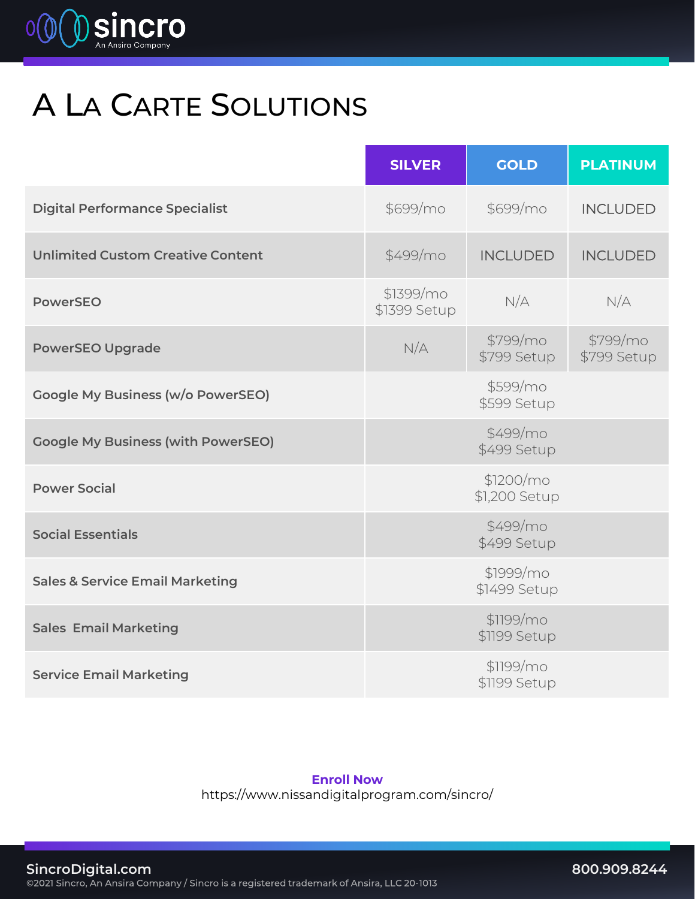# A La Carte Solutions

| | SILVER | GOLD | PLATINUM |
|---|---|---|---|
| **Digital Performance Specialist** | $699/mo | $699/mo | INCLUDED |
| **Unlimited Custom Creative Content** | $499/mo | INCLUDED | INCLUDED |
| **PowerSEO** | $1399/mo<br>$1399 Setup | N/A | N/A |
| **PowerSEO Upgrade** | N/A | $799/mo<br>$799 Setup | $799/mo<br>$799 Setup |
| **Google My Business (w/o PowerSEO)** | | $599/mo<br>$599 Setup | |
| **Google My Business (with PowerSEO)** | | $499/mo<br>$499 Setup | |
| **Power Social** | | $1200/mo<br>$1,200 Setup | |
| **Social Essentials** | | $499/mo<br>$499 Setup | |
| **Sales & Service Email Marketing** | | $1999/mo<br>$1499 Setup | |
| **Sales Email Marketing** | | $1199/mo<br>$1199 Setup | |
| **Service Email Marketing** | | $1199/mo<br>$1199 Setup | |

**Enroll Now**
https://www.nissandigitalprogram.com/sincro/

SincroDigital.com
©2021 Sincro, An Ansira Company / Sincro is a registered trademark of Ansira, LLC 20-1013

800.909.8244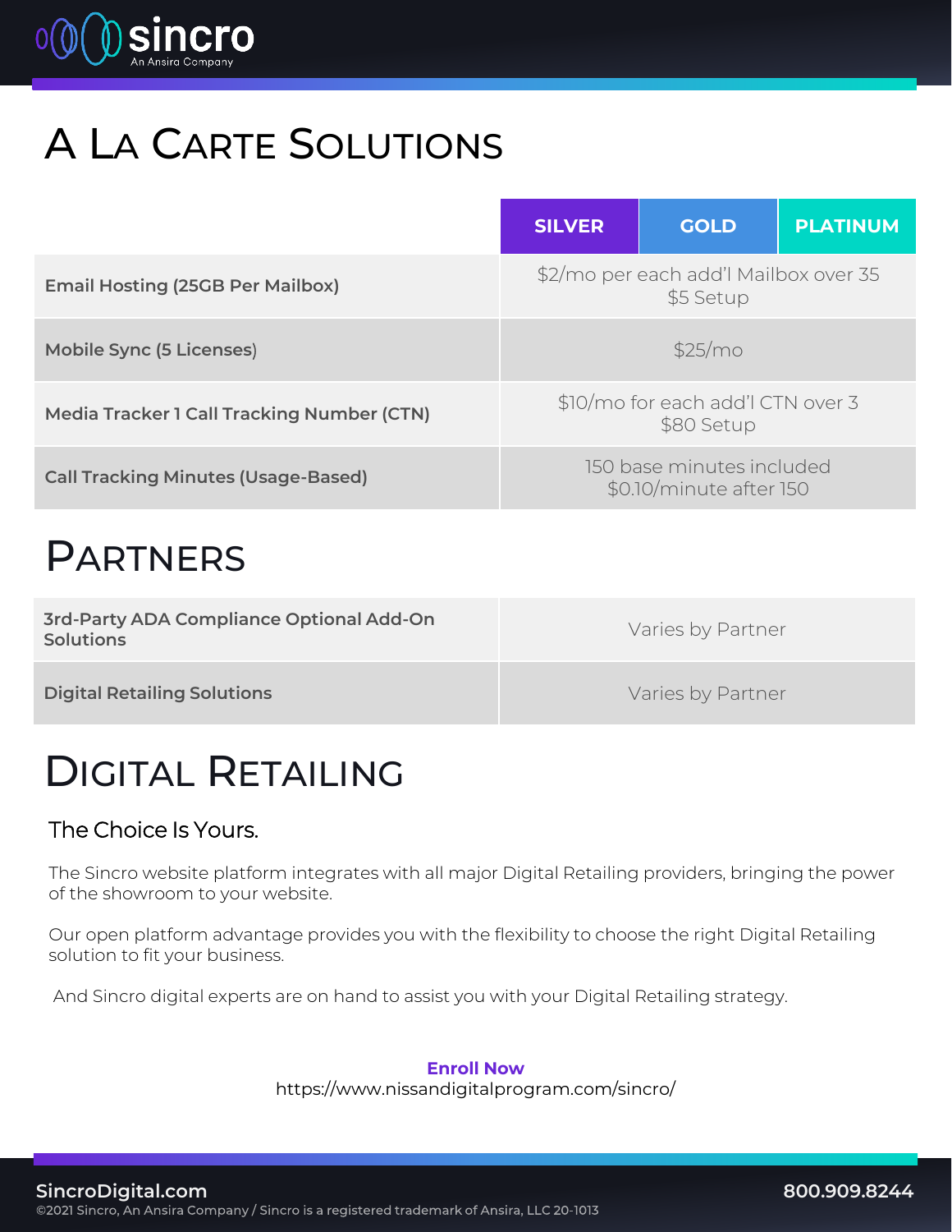# A La Carte Solutions

| | SILVER | GOLD | PLATINUM |
|---|---|---|---|
| **Email Hosting (25GB Per Mailbox)** | $2/mo per each add'l Mailbox over 35<br>$5 Setup | | |
| **Mobile Sync (5 Licenses)** | $25/mo | | |
| **Media Tracker 1 Call Tracking Number (CTN)** | $10/mo for each add'l CTN over 3<br>$80 Setup | | |
| **Call Tracking Minutes (Usage-Based)** | 150 base minutes included<br>$0.10/minute after 150 | | |

# Partners

| | |
|---|---|
| **3rd-Party ADA Compliance Optional Add-On Solutions** | Varies by Partner |
| **Digital Retailing Solutions** | Varies by Partner |

# Digital Retailing

## The Choice Is Yours.

The Sincro website platform integrates with all major Digital Retailing providers, bringing the power of the showroom to your website.

Our open platform advantage provides you with the flexibility to choose the right Digital Retailing solution to fit your business.

And Sincro digital experts are on hand to assist you with your Digital Retailing strategy.

**Enroll Now**
https://www.nissandigitalprogram.com/sincro/

**SincroDigital.com**
©2021 Sincro, An Ansira Company / Sincro is a registered trademark of Ansira, LLC 20-1013

**800.909.8244**